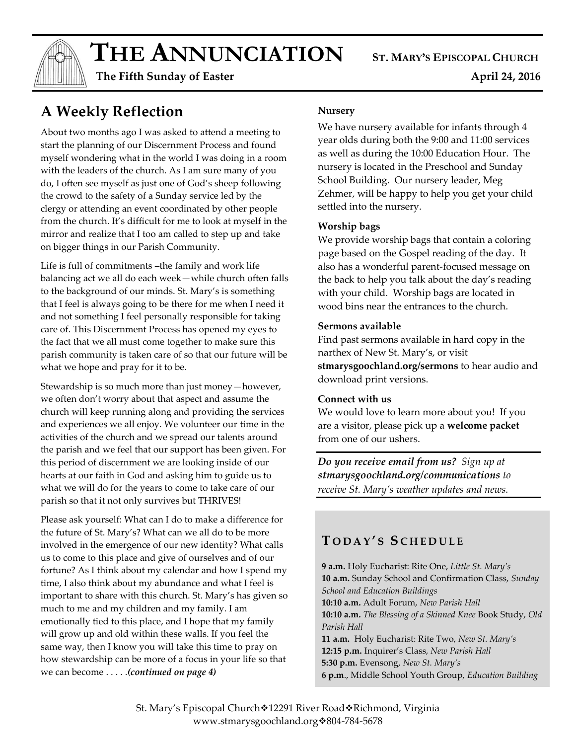# THE ANNUNCIATION

**ST. MARY'S EPISCOPAL CHURCH**

**The Fifth Sunday of Easter** **April 24, 2016**

## A Weekly Reflection

About two months ago I was asked to attend a meeting to start the planning of our Discernment Process and found myself wondering what in the world I was doing in a room with the leaders of the church. As I am sure many of you do, I often see myself as just one of God's sheep following the crowd to the safety of a Sunday service led by the clergy or attending an event coordinated by other people from the church. It's difficult for me to look at myself in the mirror and realize that I too am called to step up and take on bigger things in our Parish Community.

Life is full of commitments –the family and work life balancing act we all do each week—while church often falls to the background of our minds. St. Mary's is something that I feel is always going to be there for me when I need it and not something I feel personally responsible for taking care of. This Discernment Process has opened my eyes to the fact that we all must come together to make sure this parish community is taken care of so that our future will be what we hope and pray for it to be.

Stewardship is so much more than just money—however, we often don't worry about that aspect and assume the church will keep running along and providing the services and experiences we all enjoy. We volunteer our time in the activities of the church and we spread our talents around the parish and we feel that our support has been given. For this period of discernment we are looking inside of our hearts at our faith in God and asking him to guide us to what we will do for the years to come to take care of our parish so that it not only survives but THRIVES!

Please ask yourself: What can I do to make a difference for the future of St. Mary's? What can we all do to be more involved in the emergence of our new identity? What calls us to come to this place and give of ourselves and of our fortune? As I think about my calendar and how I spend my time, I also think about my abundance and what I feel is important to share with this church. St. Mary's has given so much to me and my children and my family. I am emotionally tied to this place, and I hope that my family will grow up and old within these walls. If you feel the same way, then I know you will take this time to pray on how stewardship can be more of a focus in your life so that we can become . . . . .***(continued on page 4)***

**Nursery**

We have nursery available for infants through 4 year olds during both the 9:00 and 11:00 services as well as during the 10:00 Education Hour. The nursery is located in the Preschool and Sunday School Building. Our nursery leader, Meg Zehmer, will be happy to help you get your child settled into the nursery.

**Worship bags**

We provide worship bags that contain a coloring page based on the Gospel reading of the day. It also has a wonderful parent-focused message on the back to help you talk about the day's reading with your child. Worship bags are located in wood bins near the entrances to the church.

**Sermons available**

Find past sermons available in hard copy in the narthex of New St. Mary's, or visit **stmarysgoochland.org/sermons** to hear audio and download print versions.

**Connect with us**

We would love to learn more about you! If you are a visitor, please pick up a **welcome packet** from one of our ushers.

***Do you receive email from us?*** *Sign up at* ***stmarysgoochland.org/communications*** *to receive St. Mary's weather updates and news.*

## TODAY'S SCHEDULE

**9 a.m.** Holy Eucharist: Rite One, *Little St. Mary's*
**10 a.m.** Sunday School and Confirmation Class, *Sunday School and Education Buildings*
**10:10 a.m.** Adult Forum, *New Parish Hall*
**10:10 a.m.** *The Blessing of a Skinned Knee* Book Study, *Old Parish Hall*
**11 a.m.** Holy Eucharist: Rite Two, *New St. Mary's*
**12:15 p.m.** Inquirer's Class, *New Parish Hall*
**5:30 p.m.** Evensong, *New St. Mary's*
**6 p.m**., Middle School Youth Group, *Education Building*

St. Mary's Episcopal Church❖12291 River Road❖Richmond, Virginia
www.stmarysgoochland.org❖804-784-5678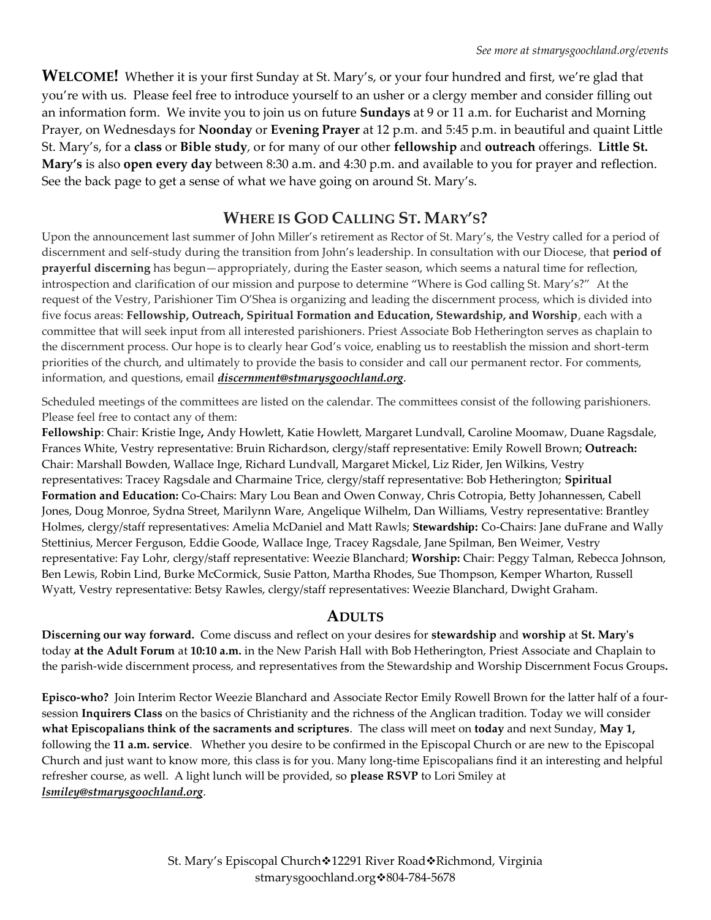*See more at stmarysgoochland.org/events*

**WELCOME!** Whether it is your first Sunday at St. Mary's, or your four hundred and first, we're glad that you're with us. Please feel free to introduce yourself to an usher or a clergy member and consider filling out an information form. We invite you to join us on future **Sundays** at 9 or 11 a.m. for Eucharist and Morning Prayer, on Wednesdays for **Noonday** or **Evening Prayer** at 12 p.m. and 5:45 p.m. in beautiful and quaint Little St. Mary's, for a **class** or **Bible study**, or for many of our other **fellowship** and **outreach** offerings. **Little St. Mary's** is also **open every day** between 8:30 a.m. and 4:30 p.m. and available to you for prayer and reflection. See the back page to get a sense of what we have going on around St. Mary's.

## WHERE IS GOD CALLING ST. MARY'S?

Upon the announcement last summer of John Miller's retirement as Rector of St. Mary's, the Vestry called for a period of discernment and self-study during the transition from John's leadership. In consultation with our Diocese, that **period of prayerful discerning** has begun—appropriately, during the Easter season, which seems a natural time for reflection, introspection and clarification of our mission and purpose to determine "Where is God calling St. Mary's?" At the request of the Vestry, Parishioner Tim O'Shea is organizing and leading the discernment process, which is divided into five focus areas: **Fellowship, Outreach, Spiritual Formation and Education, Stewardship, and Worship**, each with a committee that will seek input from all interested parishioners. Priest Associate Bob Hetherington serves as chaplain to the discernment process. Our hope is to clearly hear God's voice, enabling us to reestablish the mission and short-term priorities of the church, and ultimately to provide the basis to consider and call our permanent rector. For comments, information, and questions, email ***discernment@stmarysgoochland.org***.

Scheduled meetings of the committees are listed on the calendar. The committees consist of the following parishioners. Please feel free to contact any of them:
**Fellowship**: Chair: Kristie Inge**,** Andy Howlett, Katie Howlett, Margaret Lundvall, Caroline Moomaw, Duane Ragsdale, Frances White, Vestry representative: Bruin Richardson, clergy/staff representative: Emily Rowell Brown; **Outreach:** Chair: Marshall Bowden, Wallace Inge, Richard Lundvall, Margaret Mickel, Liz Rider, Jen Wilkins, Vestry representatives: Tracey Ragsdale and Charmaine Trice, clergy/staff representative: Bob Hetherington; **Spiritual Formation and Education:** Co-Chairs: Mary Lou Bean and Owen Conway, Chris Cotropia, Betty Johannessen, Cabell Jones, Doug Monroe, Sydna Street, Marilynn Ware, Angelique Wilhelm, Dan Williams, Vestry representative: Brantley Holmes, clergy/staff representatives: Amelia McDaniel and Matt Rawls; **Stewardship:** Co-Chairs: Jane duFrane and Wally Stettinius, Mercer Ferguson, Eddie Goode, Wallace Inge, Tracey Ragsdale, Jane Spilman, Ben Weimer, Vestry representative: Fay Lohr, clergy/staff representative: Weezie Blanchard; **Worship:** Chair: Peggy Talman, Rebecca Johnson, Ben Lewis, Robin Lind, Burke McCormick, Susie Patton, Martha Rhodes, Sue Thompson, Kemper Wharton, Russell Wyatt, Vestry representative: Betsy Rawles, clergy/staff representatives: Weezie Blanchard, Dwight Graham.

## ADULTS

**Discerning our way forward.** Come discuss and reflect on your desires for **stewardship** and **worship** at **St. Mary's** today **at the Adult Forum** at **10:10 a.m.** in the New Parish Hall with Bob Hetherington, Priest Associate and Chaplain to the parish-wide discernment process, and representatives from the Stewardship and Worship Discernment Focus Groups**.**

**Episco-who?** Join Interim Rector Weezie Blanchard and Associate Rector Emily Rowell Brown for the latter half of a four-session **Inquirers Class** on the basics of Christianity and the richness of the Anglican tradition. Today we will consider **what Episcopalians think of the sacraments and scriptures**. The class will meet on **today** and next Sunday, **May 1,** following the **11 a.m. service**. Whether you desire to be confirmed in the Episcopal Church or are new to the Episcopal Church and just want to know more, this class is for you. Many long-time Episcopalians find it an interesting and helpful refresher course, as well. A light lunch will be provided, so **please RSVP** to Lori Smiley at ***lsmiley@stmarysgoochland.org***.

St. Mary's Episcopal Church❖12291 River Road❖Richmond, Virginia
stmarysgoochland.org❖804-784-5678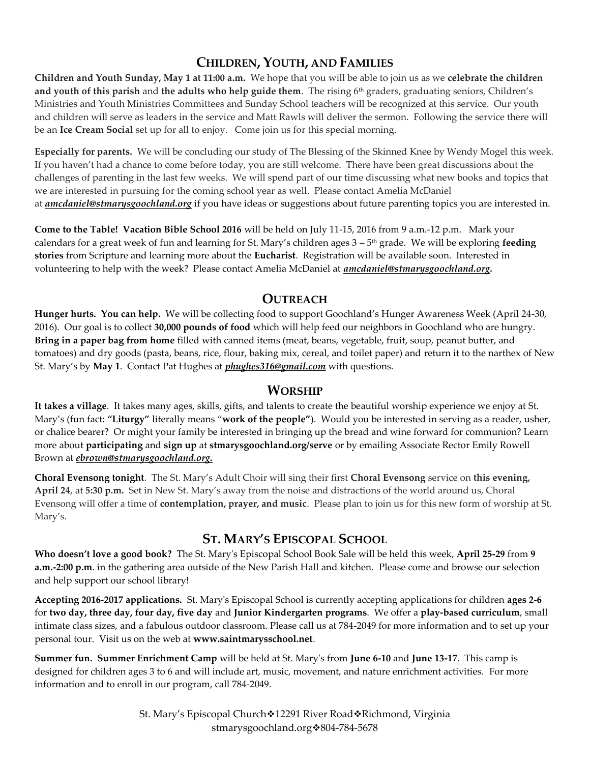## Children, Youth, and Families

**Children and Youth Sunday, May 1 at 11:00 a.m.** We hope that you will be able to join us as we **celebrate the children and youth of this parish** and **the adults who help guide them**. The rising 6th graders, graduating seniors, Children's Ministries and Youth Ministries Committees and Sunday School teachers will be recognized at this service. Our youth and children will serve as leaders in the service and Matt Rawls will deliver the sermon. Following the service there will be an **Ice Cream Social** set up for all to enjoy. Come join us for this special morning.

**Especially for parents.** We will be concluding our study of The Blessing of the Skinned Knee by Wendy Mogel this week. If you haven't had a chance to come before today, you are still welcome. There have been great discussions about the challenges of parenting in the last few weeks. We will spend part of our time discussing what new books and topics that we are interested in pursuing for the coming school year as well. Please contact Amelia McDaniel at ***amcdaniel@stmarysgoochland.org*** if you have ideas or suggestions about future parenting topics you are interested in.

**Come to the Table! Vacation Bible School 2016** will be held on July 11-15, 2016 from 9 a.m.-12 p.m. Mark your calendars for a great week of fun and learning for St. Mary's children ages 3 – 5th grade. We will be exploring **feeding stories** from Scripture and learning more about the **Eucharist**. Registration will be available soon. Interested in volunteering to help with the week? Please contact Amelia McDaniel at ***amcdaniel@stmarysgoochland.org*.**

## Outreach

**Hunger hurts. You can help.** We will be collecting food to support Goochland's Hunger Awareness Week (April 24-30, 2016). Our goal is to collect **30,000 pounds of food** which will help feed our neighbors in Goochland who are hungry. **Bring in a paper bag from home** filled with canned items (meat, beans, vegetable, fruit, soup, peanut butter, and tomatoes) and dry goods (pasta, beans, rice, flour, baking mix, cereal, and toilet paper) and return it to the narthex of New St. Mary's by **May 1**. Contact Pat Hughes at ***phughes316@gmail.com*** with questions.

## Worship

**It takes a village**. It takes many ages, skills, gifts, and talents to create the beautiful worship experience we enjoy at St. Mary's (fun fact: **"Liturgy"** literally means "**work of the people"**). Would you be interested in serving as a reader, usher, or chalice bearer? Or might your family be interested in bringing up the bread and wine forward for communion? Learn more about **participating** and **sign up** at **stmarysgoochland.org/serve** or by emailing Associate Rector Emily Rowell Brown at ***ebrown@stmarysgoochland.org.***

**Choral Evensong tonight**. The St. Mary's Adult Choir will sing their first **Choral Evensong** service on **this evening, April 24**, at **5:30 p.m.** Set in New St. Mary's away from the noise and distractions of the world around us, Choral Evensong will offer a time of **contemplation, prayer, and music**. Please plan to join us for this new form of worship at St. Mary's.

## St. Mary's Episcopal School

**Who doesn't love a good book?** The St. Mary's Episcopal School Book Sale will be held this week, **April 25-29** from **9 a.m.-2:00 p.m**. in the gathering area outside of the New Parish Hall and kitchen. Please come and browse our selection and help support our school library!

**Accepting 2016-2017 applications.** St. Mary's Episcopal School is currently accepting applications for children **ages 2-6** for **two day, three day, four day, five day** and **Junior Kindergarten programs**. We offer a **play-based curriculum**, small intimate class sizes, and a fabulous outdoor classroom. Please call us at 784-2049 for more information and to set up your personal tour. Visit us on the web at **www.saintmarysschool.net**.

**Summer fun. Summer Enrichment Camp** will be held at St. Mary's from **June 6-10** and **June 13-17**. This camp is designed for children ages 3 to 6 and will include art, music, movement, and nature enrichment activities. For more information and to enroll in our program, call 784-2049.

St. Mary's Episcopal Church❖12291 River Road❖Richmond, Virginia
stmarysgoochland.org❖804-784-5678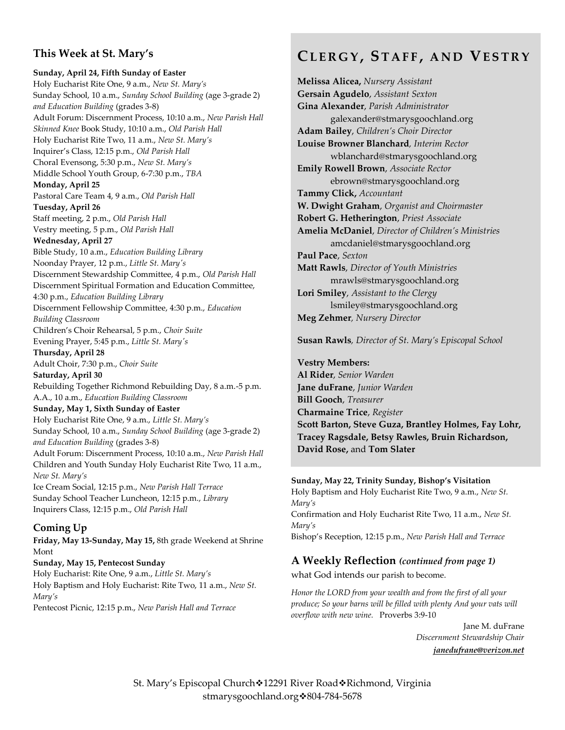## This Week at St. Mary's

**Sunday, April 24, Fifth Sunday of Easter**
Holy Eucharist Rite One, 9 a.m., *New St. Mary's*
Sunday School, 10 a.m., *Sunday School Building* (age 3-grade 2) *and Education Building* (grades 3-8)
Adult Forum: Discernment Process, 10:10 a.m., *New Parish Hall*
*Skinned Knee* Book Study, 10:10 a.m., *Old Parish Hall*
Holy Eucharist Rite Two, 11 a.m., *New St. Mary's*
Inquirer's Class, 12:15 p.m., *Old Parish Hall*
Choral Evensong, 5:30 p.m., *New St. Mary's*
Middle School Youth Group, 6-7:30 p.m., *TBA*
**Monday, April 25**
Pastoral Care Team 4, 9 a.m., *Old Parish Hall*
**Tuesday, April 26**
Staff meeting, 2 p.m., *Old Parish Hall*
Vestry meeting, 5 p.m., *Old Parish Hall*
**Wednesday, April 27**
Bible Study, 10 a.m., *Education Building Library*
Noonday Prayer, 12 p.m., *Little St. Mary's*
Discernment Stewardship Committee, 4 p.m., *Old Parish Hall*
Discernment Spiritual Formation and Education Committee, 4:30 p.m., *Education Building Library*
Discernment Fellowship Committee, 4:30 p.m., *Education Building Classroom*
Children's Choir Rehearsal, 5 p.m., *Choir Suite*
Evening Prayer, 5:45 p.m., *Little St. Mary's*
**Thursday, April 28**
Adult Choir, 7:30 p.m., *Choir Suite*
**Saturday, April 30**
Rebuilding Together Richmond Rebuilding Day, 8 a.m.-5 p.m.
A.A., 10 a.m., *Education Building Classroom*
**Sunday, May 1, Sixth Sunday of Easter**
Holy Eucharist Rite One, 9 a.m., *Little St. Mary's*
Sunday School, 10 a.m., *Sunday School Building* (age 3-grade 2) *and Education Building* (grades 3-8)
Adult Forum: Discernment Process, 10:10 a.m., *New Parish Hall*
Children and Youth Sunday Holy Eucharist Rite Two, 11 a.m., *New St. Mary's*
Ice Cream Social, 12:15 p.m., *New Parish Hall Terrace*
Sunday School Teacher Luncheon, 12:15 p.m., *Library*
Inquirers Class, 12:15 p.m., *Old Parish Hall*

## Coming Up

**Friday, May 13-Sunday, May 15,** 8th grade Weekend at Shrine Mont
**Sunday, May 15, Pentecost Sunday**
Holy Eucharist: Rite One, 9 a.m., *Little St. Mary's*
Holy Baptism and Holy Eucharist: Rite Two, 11 a.m., *New St. Mary's*
Pentecost Picnic, 12:15 p.m., *New Parish Hall and Terrace*

**Sunday, May 22, Trinity Sunday, Bishop's Visitation**
Holy Baptism and Holy Eucharist Rite Two, 9 a.m., *New St. Mary's*
Confirmation and Holy Eucharist Rite Two, 11 a.m., *New St. Mary's*
Bishop's Reception, 12:15 p.m., *New Parish Hall and Terrace*

## Clergy, Staff, and Vestry

**Melissa Alicea,** *Nursery Assistant*
**Gersain Agudelo**, *Assistant Sexton*
**Gina Alexander**, *Parish Administrator*
galexander@stmarysgoochland.org
**Adam Bailey**, *Children's Choir Director*
**Louise Browner Blanchard**, *Interim Rector*
wblanchard@stmarysgoochland.org
**Emily Rowell Brown**, *Associate Rector*
ebrown@stmarysgoochland.org
**Tammy Click,** *Accountant*
**W. Dwight Graham**, *Organist and Choirmaster*
**Robert G. Hetherington**, *Priest Associate*
**Amelia McDaniel**, *Director of Children's Ministries*
amcdaniel@stmarysgoochland.org
**Paul Pace**, *Sexton*
**Matt Rawls**, *Director of Youth Ministries*
mrawls@stmarysgoochland.org
**Lori Smiley**, *Assistant to the Clergy*
lsmiley@stmarysgoochland.org
**Meg Zehmer**, *Nursery Director*

**Susan Rawls**, *Director of St. Mary's Episcopal School*

**Vestry Members:**
**Al Rider**, *Senior Warden*
**Jane duFrane**, *Junior Warden*
**Bill Gooch**, *Treasurer*
**Charmaine Trice**, *Register*
**Scott Barton, Steve Guza, Brantley Holmes, Fay Lohr, Tracey Ragsdale, Betsy Rawles, Bruin Richardson, David Rose,** and **Tom Slater**

## A Weekly Reflection *(continued from page 1)*

what God intends our parish to become.

*Honor the LORD from your wealth and from the first of all your produce; So your barns will be filled with plenty And your vats will overflow with new wine.* Proverbs 3:9-10

Jane M. duFrane
*Discernment Stewardship Chair*
***janedufrane@verizon.net***

St. Mary's Episcopal Church❖12291 River Road❖Richmond, Virginia
stmarysgoochland.org❖804-784-5678